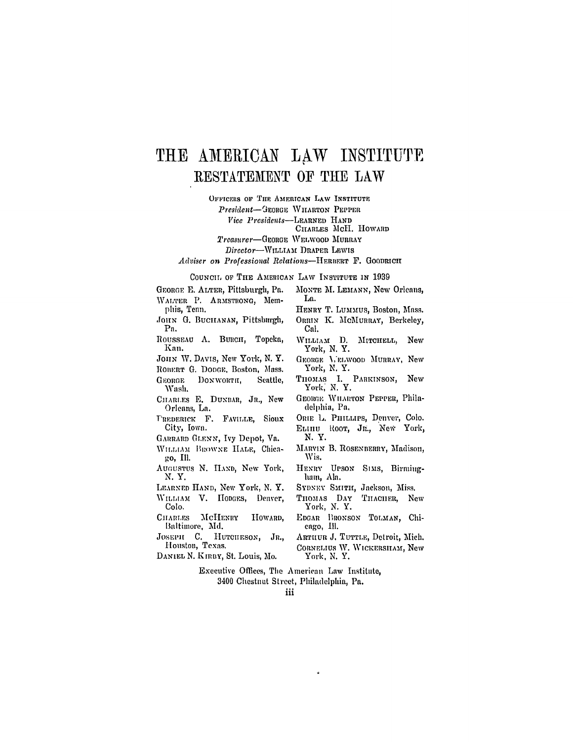# THE AMERICAN LAW INSTITUTE

## RESTATEMENT OF THE LAW

OFFICERS OF THE AMERICAN LAW INSTITUTE

*President*—GEORGE WHARTON PEPPER

*Vice Presidents*—LEARNED HAND
CHARLES McH. HOWARD

*Treasurer*—GEORGE WELWOOD MURRAY

*Director*—WILLIAM DRAPER LEWIS

*Adviser on Professional Relations*—HERBERT F. GOODRICH

COUNCIL OF THE AMERICAN LAW INSTITUTE IN 1939

GEORGE E. ALTER, Pittsburgh, Pa.
WALTER P. ARMSTRONG, Memphis, Tenn.
JOHN G. BUCHANAN, Pittsburgh, Pa.
ROUSSEAU A. BURCH, Topeka, Kan.
JOHN W. DAVIS, New York, N. Y.
ROBERT G. DODGE, Boston, Mass.
GEORGE DONWORTH, Seattle, Wash.
CHARLES E. DUNBAR, JR., New Orleans, La.
FREDERICK F. FAVILLE, Sioux City, Iowa.
GARRARD GLENN, Ivy Depot, Va.
WILLIAM BROWNE HALE, Chicago, Ill.
AUGUSTUS N. HAND, New York, N. Y.
LEARNED HAND, New York, N. Y.
WILLIAM V. HODGES, Denver, Colo.
CHARLES McHENRY HOWARD, Baltimore, Md.
JOSEPH C. HUTCHESON, JR., Houston, Texas.
DANIEL N. KIRBY, St. Louis, Mo.
MONTE M. LEMANN, New Orleans, La.
HENRY T. LUMMUS, Boston, Mass.
ORRIN K. McMURRAY, Berkeley, Cal.
WILLIAM D. MITCHELL, New York, N. Y.
GEORGE WELWOOD MURRAY, New York, N. Y.
THOMAS I. PARKINSON, New York, N. Y.
GEORGE WHARTON PEPPER, Philadelphia, Pa.
ORIE L. PHILLIPS, Denver, Colo.
ELIHU ROOT, JR., New York, N. Y.
MARVIN B. ROSENBERRY, Madison, Wis.
HENRY UPSON SIMS, Birmingham, Ala.
SYDNEY SMITH, Jackson, Miss.
THOMAS DAY THACHER, New York, N. Y.
EDGAR BRONSON TOLMAN, Chicago, Ill.
ARTHUR J. TUTTLE, Detroit, Mich.
CORNELIUS W. WICKERSHAM, New York, N. Y.

Executive Offices, The American Law Institute,
3400 Chestnut Street, Philadelphia, Pa.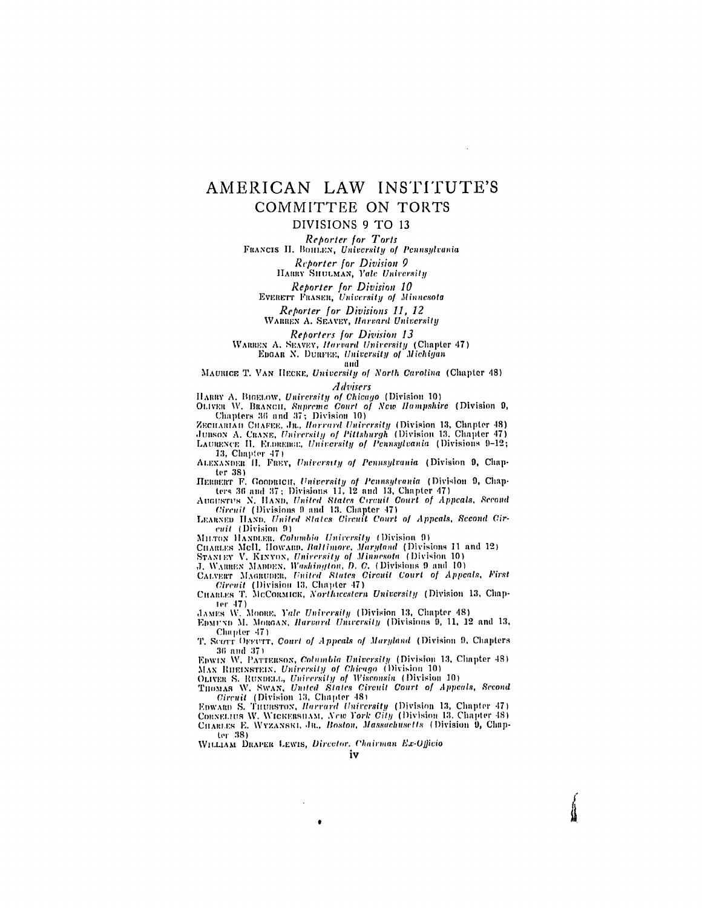# AMERICAN LAW INSTITUTE'S

## COMMITTEE ON TORTS

### DIVISIONS 9 TO 13

*Reporter for Torts*
FRANCIS H. BOHLEN, *University of Pennsylvania*

*Reporter for Division 9*
HARRY SHULMAN, *Yale University*

*Reporter for Division 10*
EVERETT FRASER, *University of Minnesota*

*Reporter for Divisions 11, 12*
WARREN A. SEAVEY, *Harvard University*

*Reporters for Division 13*
WARREN A. SEAVEY, *Harvard University* (Chapter 47)
EDGAR N. DURFEE, *University of Michigan*
and
MAURICE T. VAN HECKE, *University of North Carolina* (Chapter 48)

*Advisers*

HARRY A. BIGELOW, *University of Chicago* (Division 10)
OLIVER W. BRANCH, *Supreme Court of New Hampshire* (Division 9, Chapters 36 and 37; Division 10)
ZECHARIAH CHAFEE, JR., *Harvard University* (Division 13, Chapter 48)
JUDSON A. CRANE, *University of Pittsburgh* (Division 13, Chapter 47)
LAURENCE H. ELDREDGE, *University of Pennsylvania* (Divisions 9–12; 13, Chapter 47)
ALEXANDER H. FREY, *University of Pennsylvania* (Division 9, Chapter 38)
HERBERT F. GOODRICH, *University of Pennsylvania* (Division 9, Chapters 36 and 37; Divisions 11, 12 and 13, Chapter 47)
AUGUSTUS N. HAND, *United States Circuit Court of Appeals, Second Circuit* (Divisions 9 and 13, Chapter 47)
LEARNED HAND, *United States Circuit Court of Appeals, Second Circuit* (Division 9)
MILTON HANDLER, *Columbia University* (Division 9)
CHARLES McH. HOWARD, *Baltimore, Maryland* (Divisions 11 and 12)
STANLEY V. KINYON, *University of Minnesota* (Division 10)
J. WARREN MADDEN, *Washington, D. C.* (Divisions 9 and 10)
CALVERT MAGRUDER, *United States Circuit Court of Appeals, First Circuit* (Division 13, Chapter 47)
CHARLES T. MCCORMICK, *Northwestern University* (Division 13, Chapter 47)
JAMES W. MOORE, *Yale University* (Division 13, Chapter 48)
EDMUND M. MORGAN, *Harvard University* (Divisions 9, 11, 12 and 13, Chapter 47)
T. SCOTT OFFUTT, *Court of Appeals of Maryland* (Division 9, Chapters 36 and 37)
EDWIN W. PATTERSON, *Columbia University* (Division 13, Chapter 48)
MAX RHEINSTEIN, *University of Chicago* (Division 10)
OLIVER S. RUNDELL, *University of Wisconsin* (Division 10)
THOMAS W. SWAN, *United States Circuit Court of Appeals, Second Circuit* (Division 13, Chapter 48)
EDWARD S. THURSTON, *Harvard University* (Division 13, Chapter 47)
CORNELIUS W. WICKERSHAM, *New York City* (Division 13, Chapter 48)
CHARLES E. WYZANSKI, JR., *Boston, Massachusetts* (Division 9, Chapter 38)
WILLIAM DRAPER LEWIS, *Director, Chairman Ex-Officio*